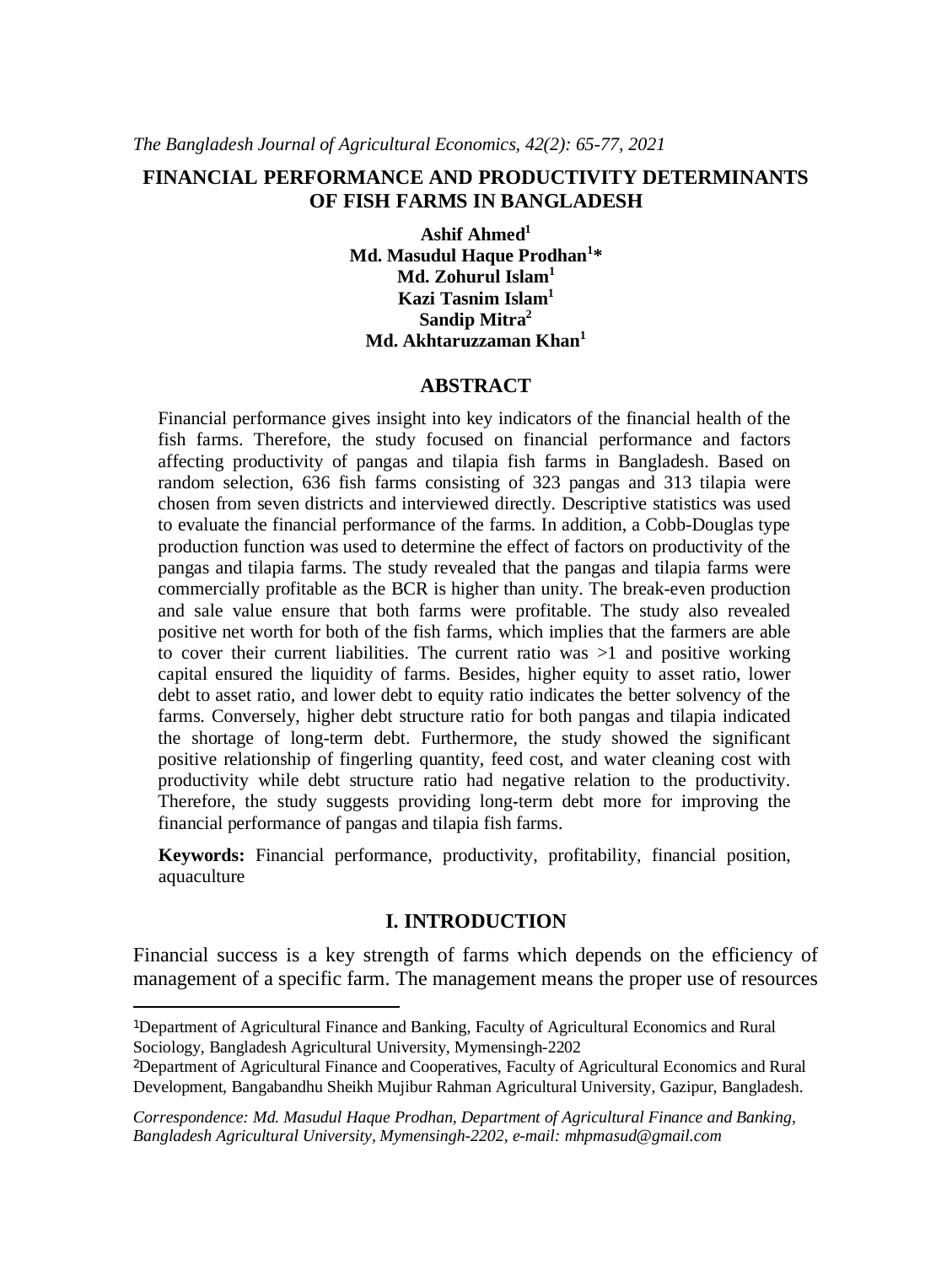# FINANCIAL PERFORMANCE AND PRODUCTIVITY DETERMINANTS OF FISH FARMS IN BANGLADESH

**Ashif Ahmed**[1]
**Md. Masudul Haque Prodhan**[1]*
**Md. Zohurul Islam**[1]
**Kazi Tasnim Islam**[1]
**Sandip Mitra**[2]
**Md. Akhtaruzzaman Khan**[1]

## ABSTRACT

Financial performance gives insight into key indicators of the financial health of the fish farms. Therefore, the study focused on financial performance and factors affecting productivity of pangas and tilapia fish farms in Bangladesh. Based on random selection, 636 fish farms consisting of 323 pangas and 313 tilapia were chosen from seven districts and interviewed directly. Descriptive statistics was used to evaluate the financial performance of the farms. In addition, a Cobb-Douglas type production function was used to determine the effect of factors on productivity of the pangas and tilapia farms. The study revealed that the pangas and tilapia farms were commercially profitable as the BCR is higher than unity. The break-even production and sale value ensure that both farms were profitable. The study also revealed positive net worth for both of the fish farms, which implies that the farmers are able to cover their current liabilities. The current ratio was >1 and positive working capital ensured the liquidity of farms. Besides, higher equity to asset ratio, lower debt to asset ratio, and lower debt to equity ratio indicates the better solvency of the farms. Conversely, higher debt structure ratio for both pangas and tilapia indicated the shortage of long-term debt. Furthermore, the study showed the significant positive relationship of fingerling quantity, feed cost, and water cleaning cost with productivity while debt structure ratio had negative relation to the productivity. Therefore, the study suggests providing long-term debt more for improving the financial performance of pangas and tilapia fish farms.

**Keywords:** Financial performance, productivity, profitability, financial position, aquaculture

## I. INTRODUCTION

Financial success is a key strength of farms which depends on the efficiency of management of a specific farm. The management means the proper use of resources

---

[1]Department of Agricultural Finance and Banking, Faculty of Agricultural Economics and Rural Sociology, Bangladesh Agricultural University, Mymensingh-2202

[2]Department of Agricultural Finance and Cooperatives, Faculty of Agricultural Economics and Rural Development, Bangabandhu Sheikh Mujibur Rahman Agricultural University, Gazipur, Bangladesh.

*Correspondence: Md. Masudul Haque Prodhan, Department of Agricultural Finance and Banking, Bangladesh Agricultural University, Mymensingh-2202, e-mail: mhpmasud@gmail.com*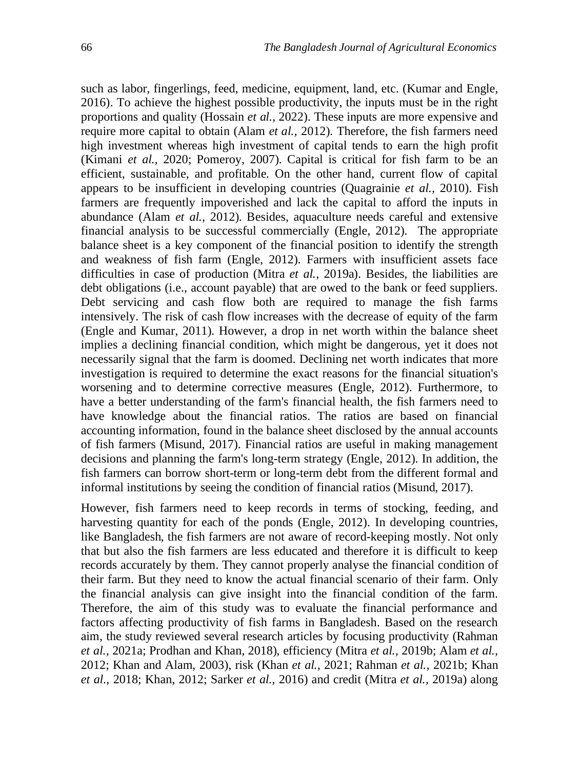such as labor, fingerlings, feed, medicine, equipment, land, etc. (Kumar and Engle, 2016). To achieve the highest possible productivity, the inputs must be in the right proportions and quality (Hossain *et al.*, 2022). These inputs are more expensive and require more capital to obtain (Alam *et al.*, 2012). Therefore, the fish farmers need high investment whereas high investment of capital tends to earn the high profit (Kimani *et al.*, 2020; Pomeroy, 2007). Capital is critical for fish farm to be an efficient, sustainable, and profitable. On the other hand, current flow of capital appears to be insufficient in developing countries (Quagrainie *et al.*, 2010). Fish farmers are frequently impoverished and lack the capital to afford the inputs in abundance (Alam *et al.*, 2012). Besides, aquaculture needs careful and extensive financial analysis to be successful commercially (Engle, 2012). The appropriate balance sheet is a key component of the financial position to identify the strength and weakness of fish farm (Engle, 2012). Farmers with insufficient assets face difficulties in case of production (Mitra *et al.*, 2019a). Besides, the liabilities are debt obligations (i.e., account payable) that are owed to the bank or feed suppliers. Debt servicing and cash flow both are required to manage the fish farms intensively. The risk of cash flow increases with the decrease of equity of the farm (Engle and Kumar, 2011). However, a drop in net worth within the balance sheet implies a declining financial condition, which might be dangerous, yet it does not necessarily signal that the farm is doomed. Declining net worth indicates that more investigation is required to determine the exact reasons for the financial situation's worsening and to determine corrective measures (Engle, 2012). Furthermore, to have a better understanding of the farm's financial health, the fish farmers need to have knowledge about the financial ratios. The ratios are based on financial accounting information, found in the balance sheet disclosed by the annual accounts of fish farmers (Misund, 2017). Financial ratios are useful in making management decisions and planning the farm's long-term strategy (Engle, 2012). In addition, the fish farmers can borrow short-term or long-term debt from the different formal and informal institutions by seeing the condition of financial ratios (Misund, 2017).

However, fish farmers need to keep records in terms of stocking, feeding, and harvesting quantity for each of the ponds (Engle, 2012). In developing countries, like Bangladesh, the fish farmers are not aware of record-keeping mostly. Not only that but also the fish farmers are less educated and therefore it is difficult to keep records accurately by them. They cannot properly analyse the financial condition of their farm. But they need to know the actual financial scenario of their farm. Only the financial analysis can give insight into the financial condition of the farm. Therefore, the aim of this study was to evaluate the financial performance and factors affecting productivity of fish farms in Bangladesh. Based on the research aim, the study reviewed several research articles by focusing productivity (Rahman *et al.*, 2021a; Prodhan and Khan, 2018), efficiency (Mitra *et al.*, 2019b; Alam *et al.*, 2012; Khan and Alam, 2003), risk (Khan *et al.*, 2021; Rahman *et al.*, 2021b; Khan *et al.*, 2018; Khan, 2012; Sarker *et al.*, 2016) and credit (Mitra *et al.*, 2019a) along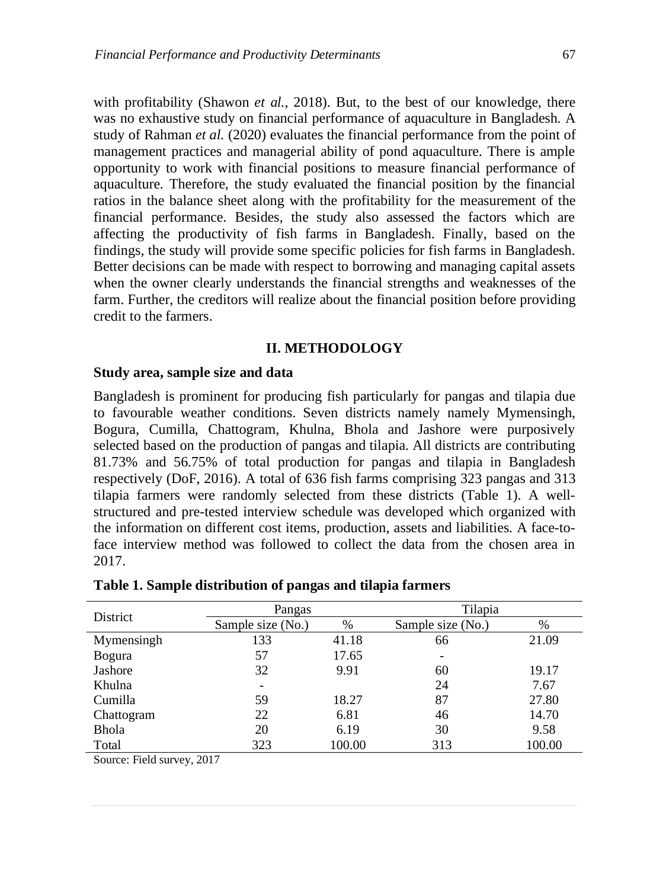with profitability (Shawon *et al.*, 2018). But, to the best of our knowledge, there was no exhaustive study on financial performance of aquaculture in Bangladesh. A study of Rahman *et al.* (2020) evaluates the financial performance from the point of management practices and managerial ability of pond aquaculture. There is ample opportunity to work with financial positions to measure financial performance of aquaculture. Therefore, the study evaluated the financial position by the financial ratios in the balance sheet along with the profitability for the measurement of the financial performance. Besides, the study also assessed the factors which are affecting the productivity of fish farms in Bangladesh. Finally, based on the findings, the study will provide some specific policies for fish farms in Bangladesh. Better decisions can be made with respect to borrowing and managing capital assets when the owner clearly understands the financial strengths and weaknesses of the farm. Further, the creditors will realize about the financial position before providing credit to the farmers.

## II. METHODOLOGY

### Study area, sample size and data

Bangladesh is prominent for producing fish particularly for pangas and tilapia due to favourable weather conditions. Seven districts namely namely Mymensingh, Bogura, Cumilla, Chattogram, Khulna, Bhola and Jashore were purposively selected based on the production of pangas and tilapia. All districts are contributing 81.73% and 56.75% of total production for pangas and tilapia in Bangladesh respectively (DoF, 2016). A total of 636 fish farms comprising 323 pangas and 313 tilapia farmers were randomly selected from these districts (Table 1). A well-structured and pre-tested interview schedule was developed which organized with the information on different cost items, production, assets and liabilities. A face-to-face interview method was followed to collect the data from the chosen area in 2017.

**Table 1. Sample distribution of pangas and tilapia farmers**

| District | Pangas | | Tilapia | |
|---|---|---|---|---|
| | Sample size (No.) | % | Sample size (No.) | % |
| Mymensingh | 133 | 41.18 | 66 | 21.09 |
| Bogura | 57 | 17.65 | - | |
| Jashore | 32 | 9.91 | 60 | 19.17 |
| Khulna | - | | 24 | 7.67 |
| Cumilla | 59 | 18.27 | 87 | 27.80 |
| Chattogram | 22 | 6.81 | 46 | 14.70 |
| Bhola | 20 | 6.19 | 30 | 9.58 |
| Total | 323 | 100.00 | 313 | 100.00 |

Source: Field survey, 2017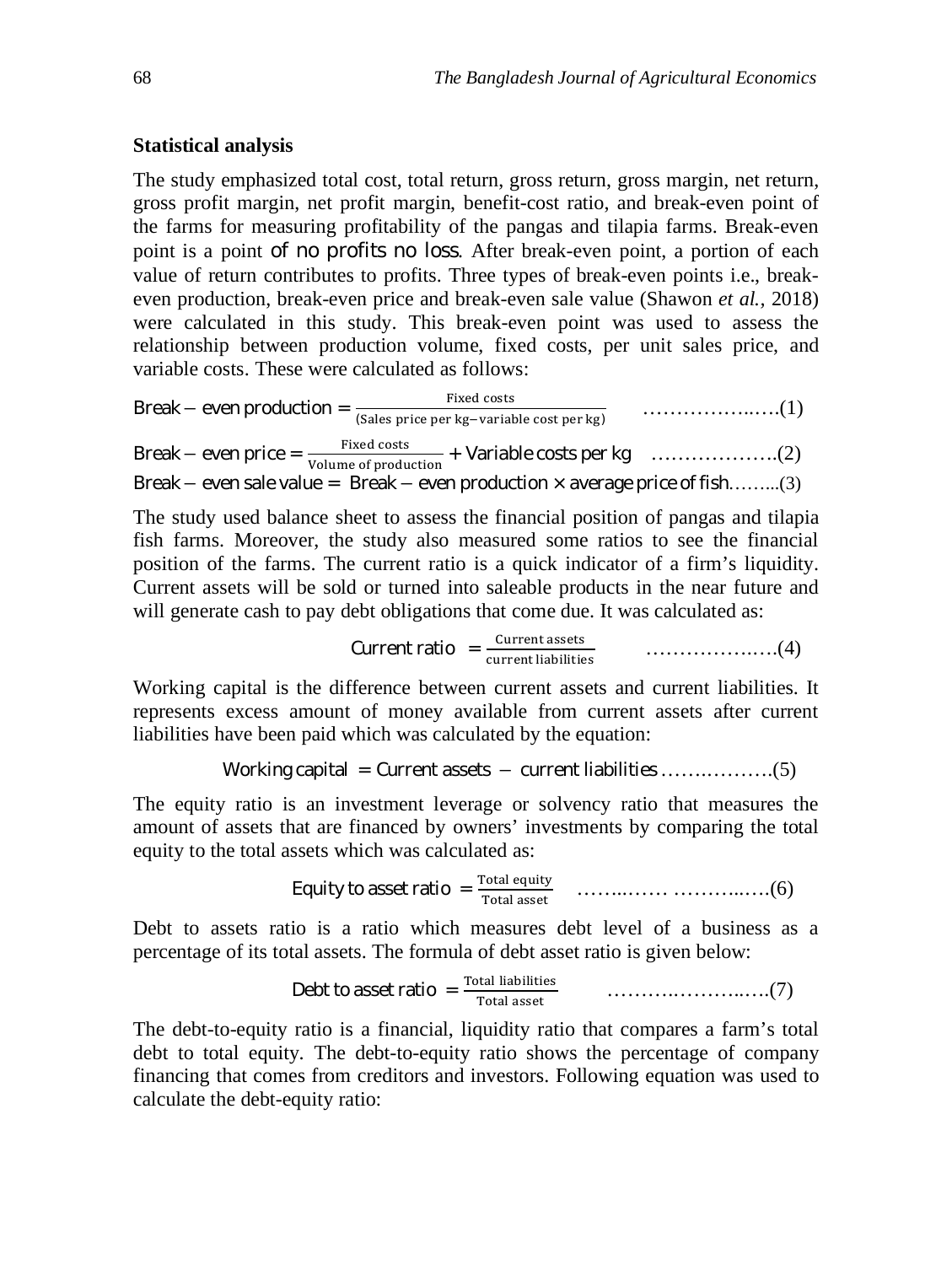**Statistical analysis**

The study emphasized total cost, total return, gross return, gross margin, net return, gross profit margin, net profit margin, benefit-cost ratio, and break-even point of the farms for measuring profitability of the pangas and tilapia farms. Break-even point is a point of no profits no loss. After break-even point, a portion of each value of return contributes to profits. Three types of break-even points i.e., break-even production, break-even price and break-even sale value (Shawon *et al.,* 2018) were calculated in this study. This break-even point was used to assess the relationship between production volume, fixed costs, per unit sales price, and variable costs. These were calculated as follows:

$$\text{Break} - \text{even production} = \frac{\text{Fixed costs}}{(\text{Sales price per kg} - \text{variable cost per kg})} \qquad \ldots\ldots\ldots\ldots\ldots\ldots(1)$$

$$\text{Break} - \text{even price} = \frac{\text{Fixed costs}}{\text{Volume of production}} + \text{Variable costs per kg} \qquad \ldots\ldots\ldots\ldots\ldots\ldots(2)$$

$$\text{Break} - \text{even sale value} = \text{Break} - \text{even production} \times \text{average price of fish} \ldots\ldots(3)$$

The study used balance sheet to assess the financial position of pangas and tilapia fish farms. Moreover, the study also measured some ratios to see the financial position of the farms. The current ratio is a quick indicator of a firm's liquidity. Current assets will be sold or turned into saleable products in the near future and will generate cash to pay debt obligations that come due. It was calculated as:

$$\text{Current ratio} = \frac{\text{Current assets}}{\text{current liabilities}} \qquad \ldots\ldots\ldots\ldots\ldots\ldots(4)$$

Working capital is the difference between current assets and current liabilities. It represents excess amount of money available from current assets after current liabilities have been paid which was calculated by the equation:

$$\text{Working capital} = \text{Current assets} - \text{current liabilities} \ldots\ldots\ldots\ldots\ldots(5)$$

The equity ratio is an investment leverage or solvency ratio that measures the amount of assets that are financed by owners' investments by comparing the total equity to the total assets which was calculated as:

$$\text{Equity to asset ratio} = \frac{\text{Total equity}}{\text{Total asset}} \qquad \ldots\ldots\ldots\ \ldots\ldots\ldots\ldots(6)$$

Debt to assets ratio is a ratio which measures debt level of a business as a percentage of its total assets. The formula of debt asset ratio is given below:

$$\text{Debt to asset ratio} = \frac{\text{Total liabilities}}{\text{Total asset}} \qquad \ldots\ldots\ldots\ldots\ldots\ldots\ldots(7)$$

The debt-to-equity ratio is a financial, liquidity ratio that compares a farm's total debt to total equity. The debt-to-equity ratio shows the percentage of company financing that comes from creditors and investors. Following equation was used to calculate the debt-equity ratio: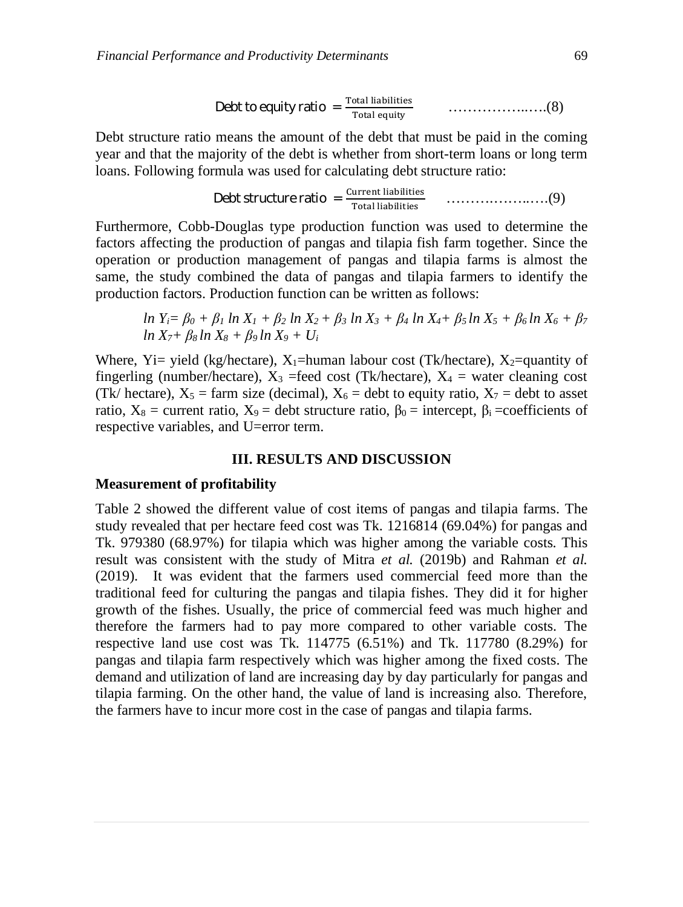$$\text{Debt to equity ratio} = \frac{\text{Total liabilities}}{\text{Total equity}} \quad \text{………………..….(8)}$$

Debt structure ratio means the amount of the debt that must be paid in the coming year and that the majority of the debt is whether from short-term loans or long term loans. Following formula was used for calculating debt structure ratio:

$$\text{Debt structure ratio} = \frac{\text{Current liabilities}}{\text{Total liabilities}} \quad \text{…………………..….(9)}$$

Furthermore, Cobb-Douglas type production function was used to determine the factors affecting the production of pangas and tilapia fish farm together. Since the operation or production management of pangas and tilapia farms is almost the same, the study combined the data of pangas and tilapia farmers to identify the production factors. Production function can be written as follows:

$$\ln Y_i = \beta_0 + \beta_1 \ln X_1 + \beta_2 \ln X_2 + \beta_3 \ln X_3 + \beta_4 \ln X_4 + \beta_5 \ln X_5 + \beta_6 \ln X_6 + \beta_7 \ln X_7 + \beta_8 \ln X_8 + \beta_9 \ln X_9 + U_i$$

Where, Yi= yield (kg/hectare), $X_1$=human labour cost (Tk/hectare), $X_2$=quantity of fingerling (number/hectare), $X_3$ =feed cost (Tk/hectare), $X_4$ = water cleaning cost (Tk/ hectare), $X_5$ = farm size (decimal), $X_6$ = debt to equity ratio, $X_7$ = debt to asset ratio, $X_8$ = current ratio, $X_9$ = debt structure ratio, $\beta_0$ = intercept, $\beta_i$ =coefficients of respective variables, and U=error term.

## III. RESULTS AND DISCUSSION

**Measurement of profitability**

Table 2 showed the different value of cost items of pangas and tilapia farms. The study revealed that per hectare feed cost was Tk. 1216814 (69.04%) for pangas and Tk. 979380 (68.97%) for tilapia which was higher among the variable costs. This result was consistent with the study of Mitra *et al.* (2019b) and Rahman *et al.* (2019). It was evident that the farmers used commercial feed more than the traditional feed for culturing the pangas and tilapia fishes. They did it for higher growth of the fishes. Usually, the price of commercial feed was much higher and therefore the farmers had to pay more compared to other variable costs. The respective land use cost was Tk. 114775 (6.51%) and Tk. 117780 (8.29%) for pangas and tilapia farm respectively which was higher among the fixed costs. The demand and utilization of land are increasing day by day particularly for pangas and tilapia farming. On the other hand, the value of land is increasing also. Therefore, the farmers have to incur more cost in the case of pangas and tilapia farms.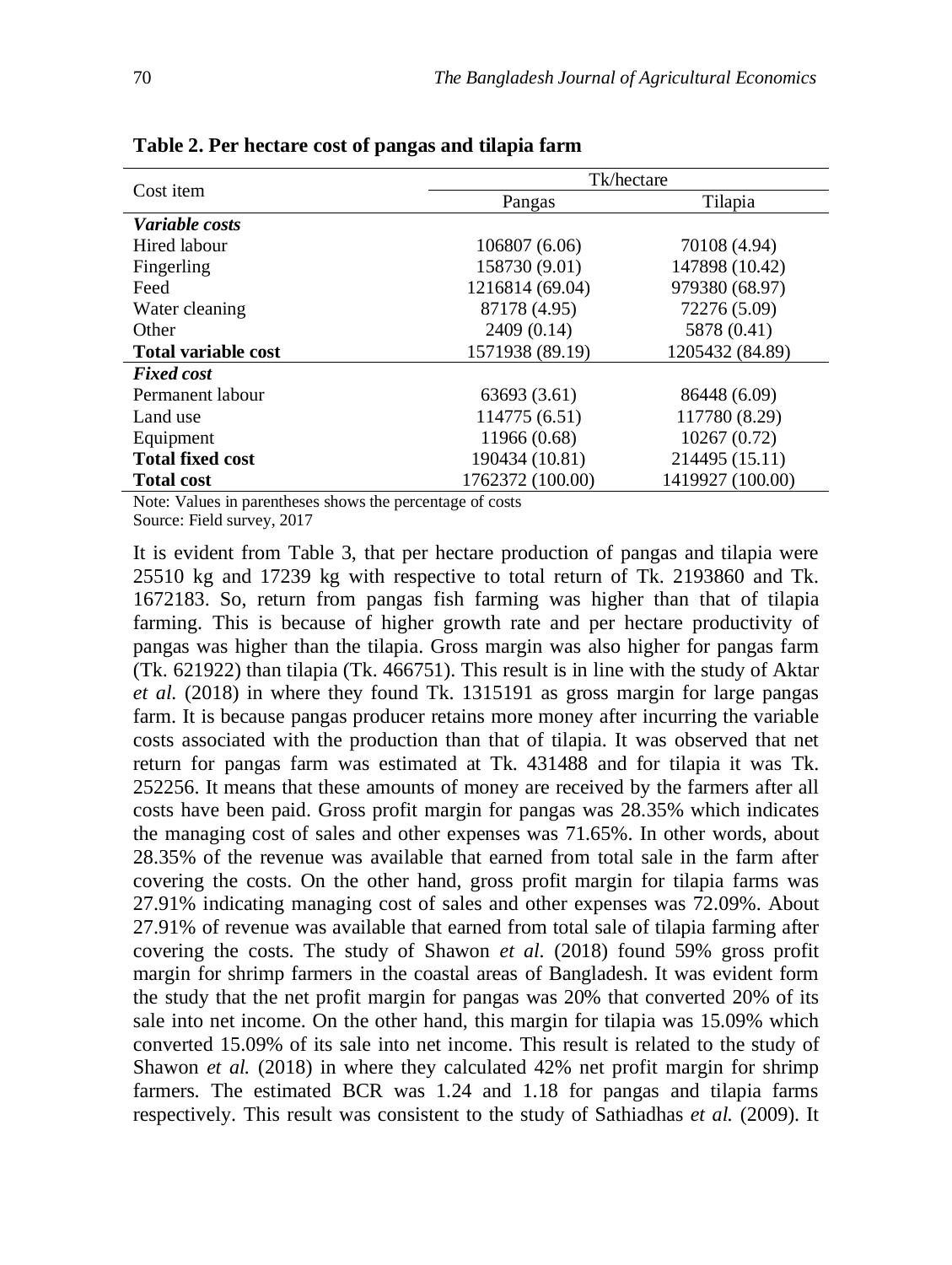**Table 2. Per hectare cost of pangas and tilapia farm**

| Cost item | Tk/hectare | |
|---|---|---|
| | Pangas | Tilapia |
| ***Variable costs*** | | |
| Hired labour | 106807 (6.06) | 70108 (4.94) |
| Fingerling | 158730 (9.01) | 147898 (10.42) |
| Feed | 1216814 (69.04) | 979380 (68.97) |
| Water cleaning | 87178 (4.95) | 72276 (5.09) |
| Other | 2409 (0.14) | 5878 (0.41) |
| **Total variable cost** | 1571938 (89.19) | 1205432 (84.89) |
| ***Fixed cost*** | | |
| Permanent labour | 63693 (3.61) | 86448 (6.09) |
| Land use | 114775 (6.51) | 117780 (8.29) |
| Equipment | 11966 (0.68) | 10267 (0.72) |
| **Total fixed cost** | 190434 (10.81) | 214495 (15.11) |
| **Total cost** | 1762372 (100.00) | 1419927 (100.00) |

Note: Values in parentheses shows the percentage of costs
Source: Field survey, 2017

It is evident from Table 3, that per hectare production of pangas and tilapia were 25510 kg and 17239 kg with respective to total return of Tk. 2193860 and Tk. 1672183. So, return from pangas fish farming was higher than that of tilapia farming. This is because of higher growth rate and per hectare productivity of pangas was higher than the tilapia. Gross margin was also higher for pangas farm (Tk. 621922) than tilapia (Tk. 466751). This result is in line with the study of Aktar *et al.* (2018) in where they found Tk. 1315191 as gross margin for large pangas farm. It is because pangas producer retains more money after incurring the variable costs associated with the production than that of tilapia. It was observed that net return for pangas farm was estimated at Tk. 431488 and for tilapia it was Tk. 252256. It means that these amounts of money are received by the farmers after all costs have been paid. Gross profit margin for pangas was 28.35% which indicates the managing cost of sales and other expenses was 71.65%. In other words, about 28.35% of the revenue was available that earned from total sale in the farm after covering the costs. On the other hand, gross profit margin for tilapia farms was 27.91% indicating managing cost of sales and other expenses was 72.09%. About 27.91% of revenue was available that earned from total sale of tilapia farming after covering the costs. The study of Shawon *et al*. (2018) found 59% gross profit margin for shrimp farmers in the coastal areas of Bangladesh. It was evident form the study that the net profit margin for pangas was 20% that converted 20% of its sale into net income. On the other hand, this margin for tilapia was 15.09% which converted 15.09% of its sale into net income. This result is related to the study of Shawon *et al.* (2018) in where they calculated 42% net profit margin for shrimp farmers. The estimated BCR was 1.24 and 1.18 for pangas and tilapia farms respectively. This result was consistent to the study of Sathiadhas *et al.* (2009). It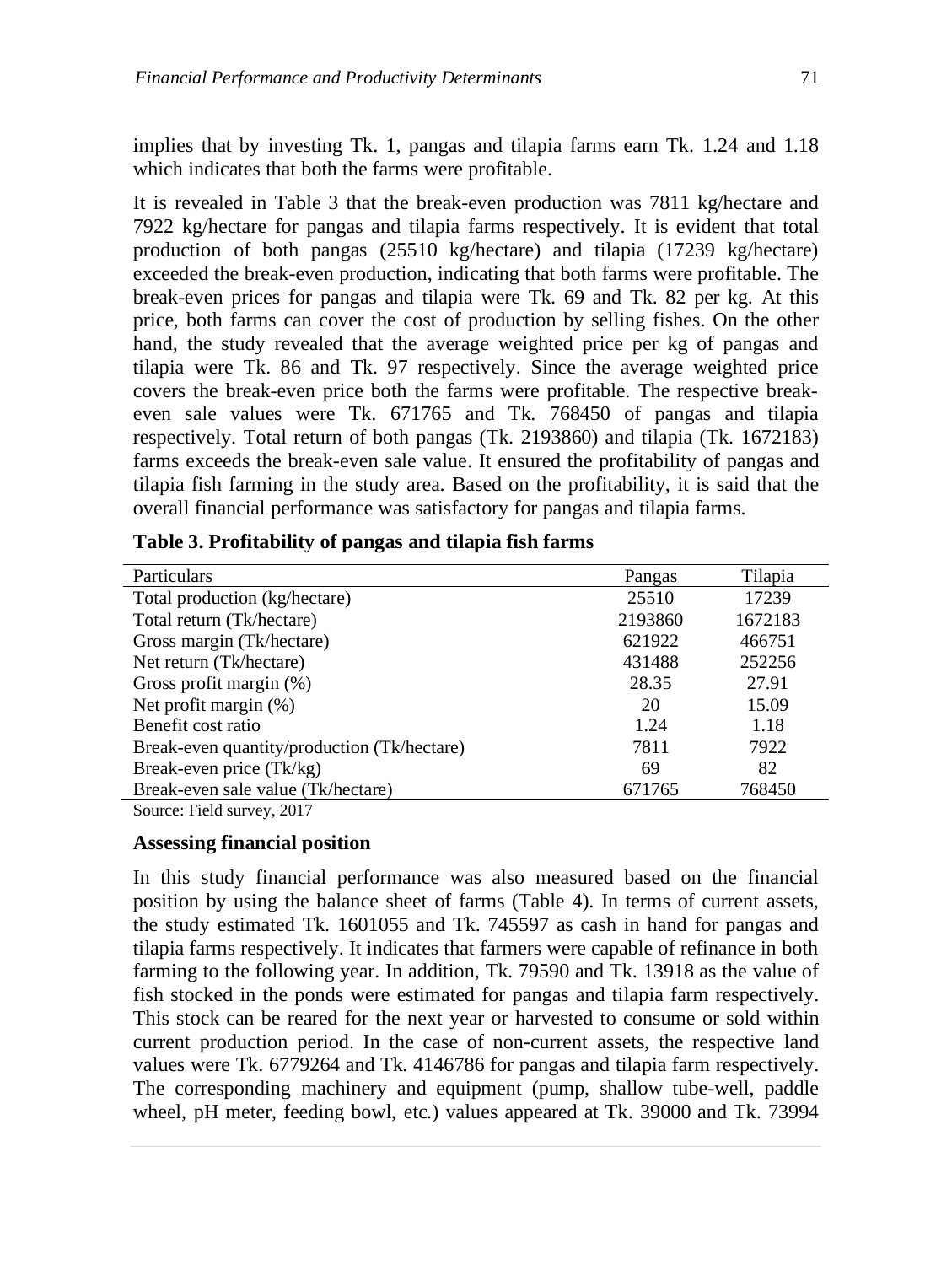implies that by investing Tk. 1, pangas and tilapia farms earn Tk. 1.24 and 1.18 which indicates that both the farms were profitable.

It is revealed in Table 3 that the break-even production was 7811 kg/hectare and 7922 kg/hectare for pangas and tilapia farms respectively. It is evident that total production of both pangas (25510 kg/hectare) and tilapia (17239 kg/hectare) exceeded the break-even production, indicating that both farms were profitable. The break-even prices for pangas and tilapia were Tk. 69 and Tk. 82 per kg. At this price, both farms can cover the cost of production by selling fishes. On the other hand, the study revealed that the average weighted price per kg of pangas and tilapia were Tk. 86 and Tk. 97 respectively. Since the average weighted price covers the break-even price both the farms were profitable. The respective break-even sale values were Tk. 671765 and Tk. 768450 of pangas and tilapia respectively. Total return of both pangas (Tk. 2193860) and tilapia (Tk. 1672183) farms exceeds the break-even sale value. It ensured the profitability of pangas and tilapia fish farming in the study area. Based on the profitability, it is said that the overall financial performance was satisfactory for pangas and tilapia farms.

**Table 3. Profitability of pangas and tilapia fish farms**

| Particulars | Pangas | Tilapia |
|---|---|---|
| Total production (kg/hectare) | 25510 | 17239 |
| Total return (Tk/hectare) | 2193860 | 1672183 |
| Gross margin (Tk/hectare) | 621922 | 466751 |
| Net return (Tk/hectare) | 431488 | 252256 |
| Gross profit margin (%) | 28.35 | 27.91 |
| Net profit margin (%) | 20 | 15.09 |
| Benefit cost ratio | 1.24 | 1.18 |
| Break-even quantity/production (Tk/hectare) | 7811 | 7922 |
| Break-even price (Tk/kg) | 69 | 82 |
| Break-even sale value (Tk/hectare) | 671765 | 768450 |

Source: Field survey, 2017

**Assessing financial position**

In this study financial performance was also measured based on the financial position by using the balance sheet of farms (Table 4). In terms of current assets, the study estimated Tk. 1601055 and Tk. 745597 as cash in hand for pangas and tilapia farms respectively. It indicates that farmers were capable of refinance in both farming to the following year. In addition, Tk. 79590 and Tk. 13918 as the value of fish stocked in the ponds were estimated for pangas and tilapia farm respectively. This stock can be reared for the next year or harvested to consume or sold within current production period. In the case of non-current assets, the respective land values were Tk. 6779264 and Tk. 4146786 for pangas and tilapia farm respectively. The corresponding machinery and equipment (pump, shallow tube-well, paddle wheel, pH meter, feeding bowl, etc.) values appeared at Tk. 39000 and Tk. 73994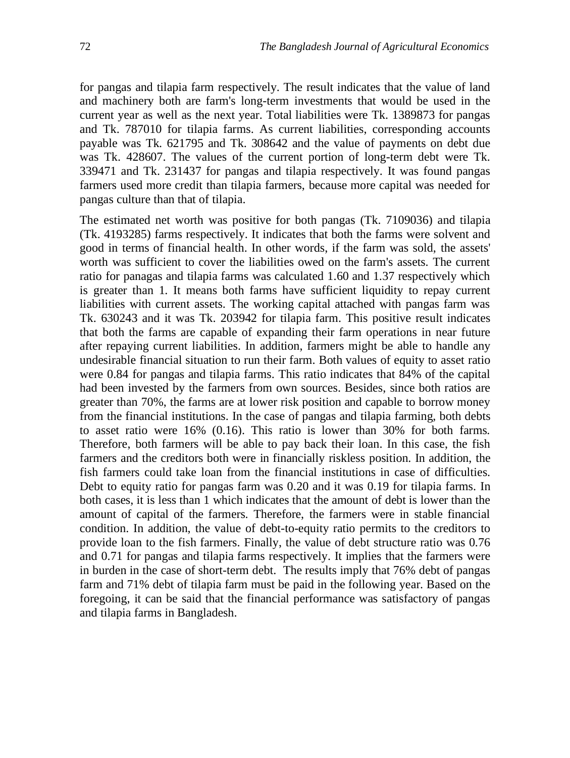for pangas and tilapia farm respectively. The result indicates that the value of land and machinery both are farm's long-term investments that would be used in the current year as well as the next year. Total liabilities were Tk. 1389873 for pangas and Tk. 787010 for tilapia farms. As current liabilities, corresponding accounts payable was Tk. 621795 and Tk. 308642 and the value of payments on debt due was Tk. 428607. The values of the current portion of long-term debt were Tk. 339471 and Tk. 231437 for pangas and tilapia respectively. It was found pangas farmers used more credit than tilapia farmers, because more capital was needed for pangas culture than that of tilapia.

The estimated net worth was positive for both pangas (Tk. 7109036) and tilapia (Tk. 4193285) farms respectively. It indicates that both the farms were solvent and good in terms of financial health. In other words, if the farm was sold, the assets' worth was sufficient to cover the liabilities owed on the farm's assets. The current ratio for panagas and tilapia farms was calculated 1.60 and 1.37 respectively which is greater than 1. It means both farms have sufficient liquidity to repay current liabilities with current assets. The working capital attached with pangas farm was Tk. 630243 and it was Tk. 203942 for tilapia farm. This positive result indicates that both the farms are capable of expanding their farm operations in near future after repaying current liabilities. In addition, farmers might be able to handle any undesirable financial situation to run their farm. Both values of equity to asset ratio were 0.84 for pangas and tilapia farms. This ratio indicates that 84% of the capital had been invested by the farmers from own sources. Besides, since both ratios are greater than 70%, the farms are at lower risk position and capable to borrow money from the financial institutions. In the case of pangas and tilapia farming, both debts to asset ratio were 16% (0.16). This ratio is lower than 30% for both farms. Therefore, both farmers will be able to pay back their loan. In this case, the fish farmers and the creditors both were in financially riskless position. In addition, the fish farmers could take loan from the financial institutions in case of difficulties. Debt to equity ratio for pangas farm was 0.20 and it was 0.19 for tilapia farms. In both cases, it is less than 1 which indicates that the amount of debt is lower than the amount of capital of the farmers. Therefore, the farmers were in stable financial condition. In addition, the value of debt-to-equity ratio permits to the creditors to provide loan to the fish farmers. Finally, the value of debt structure ratio was 0.76 and 0.71 for pangas and tilapia farms respectively. It implies that the farmers were in burden in the case of short-term debt. The results imply that 76% debt of pangas farm and 71% debt of tilapia farm must be paid in the following year. Based on the foregoing, it can be said that the financial performance was satisfactory of pangas and tilapia farms in Bangladesh.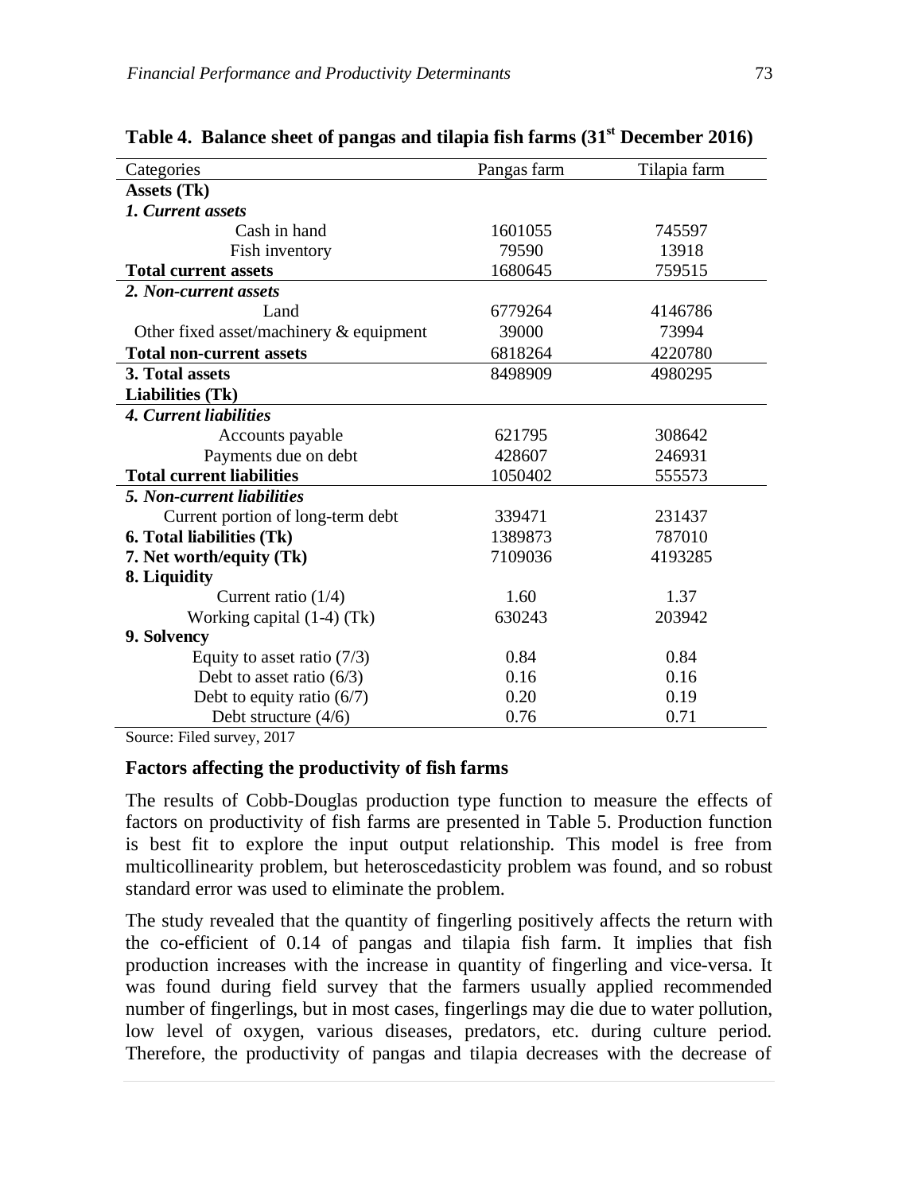**Table 4. Balance sheet of pangas and tilapia fish farms (31st December 2016)**

| Categories | Pangas farm | Tilapia farm |
|---|---|---|
| **Assets (Tk)** | | |
| ***1. Current assets*** | | |
| Cash in hand | 1601055 | 745597 |
| Fish inventory | 79590 | 13918 |
| **Total current assets** | 1680645 | 759515 |
| ***2. Non-current assets*** | | |
| Land | 6779264 | 4146786 |
| Other fixed asset/machinery & equipment | 39000 | 73994 |
| **Total non-current assets** | 6818264 | 4220780 |
| **3. Total assets** | 8498909 | 4980295 |
| **Liabilities (Tk)** | | |
| ***4. Current liabilities*** | | |
| Accounts payable | 621795 | 308642 |
| Payments due on debt | 428607 | 246931 |
| **Total current liabilities** | 1050402 | 555573 |
| ***5. Non-current liabilities*** | | |
| Current portion of long-term debt | 339471 | 231437 |
| **6. Total liabilities (Tk)** | 1389873 | 787010 |
| **7. Net worth/equity (Tk)** | 7109036 | 4193285 |
| **8. Liquidity** | | |
| Current ratio (1/4) | 1.60 | 1.37 |
| Working capital (1-4) (Tk) | 630243 | 203942 |
| **9. Solvency** | | |
| Equity to asset ratio (7/3) | 0.84 | 0.84 |
| Debt to asset ratio (6/3) | 0.16 | 0.16 |
| Debt to equity ratio (6/7) | 0.20 | 0.19 |
| Debt structure (4/6) | 0.76 | 0.71 |

Source: Filed survey, 2017

### Factors affecting the productivity of fish farms

The results of Cobb-Douglas production type function to measure the effects of factors on productivity of fish farms are presented in Table 5. Production function is best fit to explore the input output relationship. This model is free from multicollinearity problem, but heteroscedasticity problem was found, and so robust standard error was used to eliminate the problem.

The study revealed that the quantity of fingerling positively affects the return with the co-efficient of 0.14 of pangas and tilapia fish farm. It implies that fish production increases with the increase in quantity of fingerling and vice-versa. It was found during field survey that the farmers usually applied recommended number of fingerlings, but in most cases, fingerlings may die due to water pollution, low level of oxygen, various diseases, predators, etc. during culture period. Therefore, the productivity of pangas and tilapia decreases with the decrease of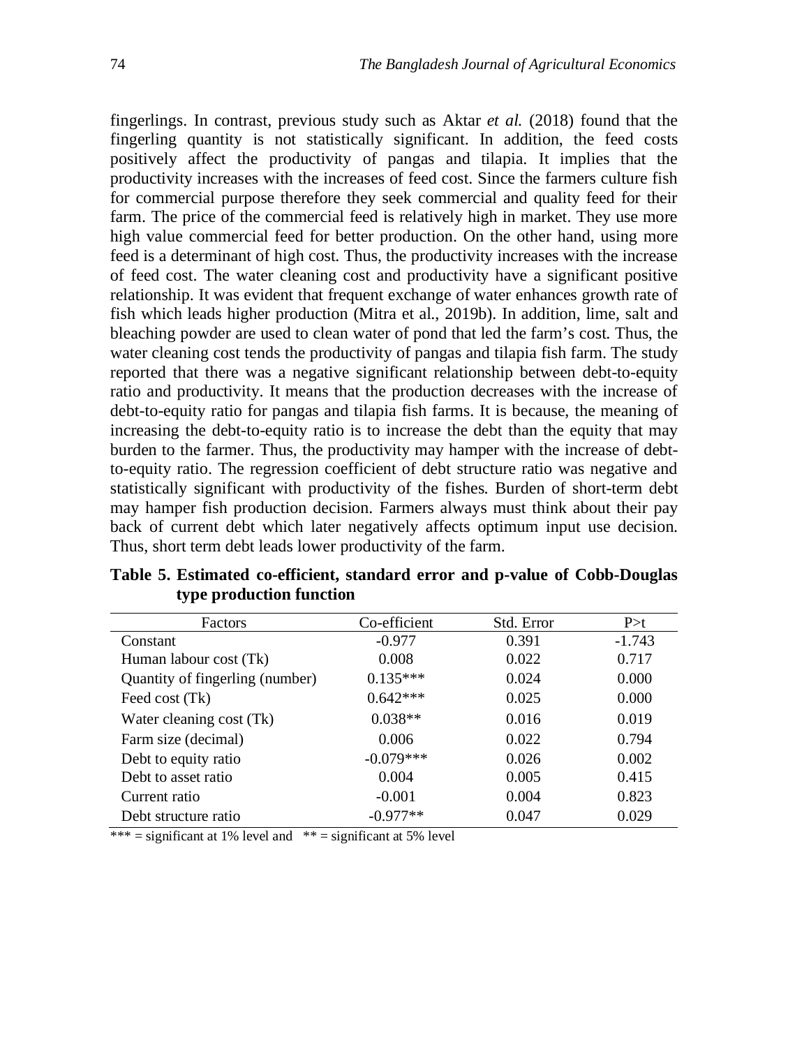fingerlings. In contrast, previous study such as Aktar *et al.* (2018) found that the fingerling quantity is not statistically significant. In addition, the feed costs positively affect the productivity of pangas and tilapia. It implies that the productivity increases with the increases of feed cost. Since the farmers culture fish for commercial purpose therefore they seek commercial and quality feed for their farm. The price of the commercial feed is relatively high in market. They use more high value commercial feed for better production. On the other hand, using more feed is a determinant of high cost. Thus, the productivity increases with the increase of feed cost. The water cleaning cost and productivity have a significant positive relationship. It was evident that frequent exchange of water enhances growth rate of fish which leads higher production (Mitra et al., 2019b). In addition, lime, salt and bleaching powder are used to clean water of pond that led the farm's cost. Thus, the water cleaning cost tends the productivity of pangas and tilapia fish farm. The study reported that there was a negative significant relationship between debt-to-equity ratio and productivity. It means that the production decreases with the increase of debt-to-equity ratio for pangas and tilapia fish farms. It is because, the meaning of increasing the debt-to-equity ratio is to increase the debt than the equity that may burden to the farmer. Thus, the productivity may hamper with the increase of debt-to-equity ratio. The regression coefficient of debt structure ratio was negative and statistically significant with productivity of the fishes. Burden of short-term debt may hamper fish production decision. Farmers always must think about their pay back of current debt which later negatively affects optimum input use decision. Thus, short term debt leads lower productivity of the farm.

**Table 5. Estimated co-efficient, standard error and p-value of Cobb-Douglas type production function**

| Factors | Co-efficient | Std. Error | P>t |
|---|---|---|---|
| Constant | -0.977 | 0.391 | -1.743 |
| Human labour cost (Tk) | 0.008 | 0.022 | 0.717 |
| Quantity of fingerling (number) | 0.135*** | 0.024 | 0.000 |
| Feed cost (Tk) | 0.642*** | 0.025 | 0.000 |
| Water cleaning cost (Tk) | 0.038** | 0.016 | 0.019 |
| Farm size (decimal) | 0.006 | 0.022 | 0.794 |
| Debt to equity ratio | -0.079*** | 0.026 | 0.002 |
| Debt to asset ratio | 0.004 | 0.005 | 0.415 |
| Current ratio | -0.001 | 0.004 | 0.823 |
| Debt structure ratio | -0.977** | 0.047 | 0.029 |

*** = significant at 1% level and ** = significant at 5% level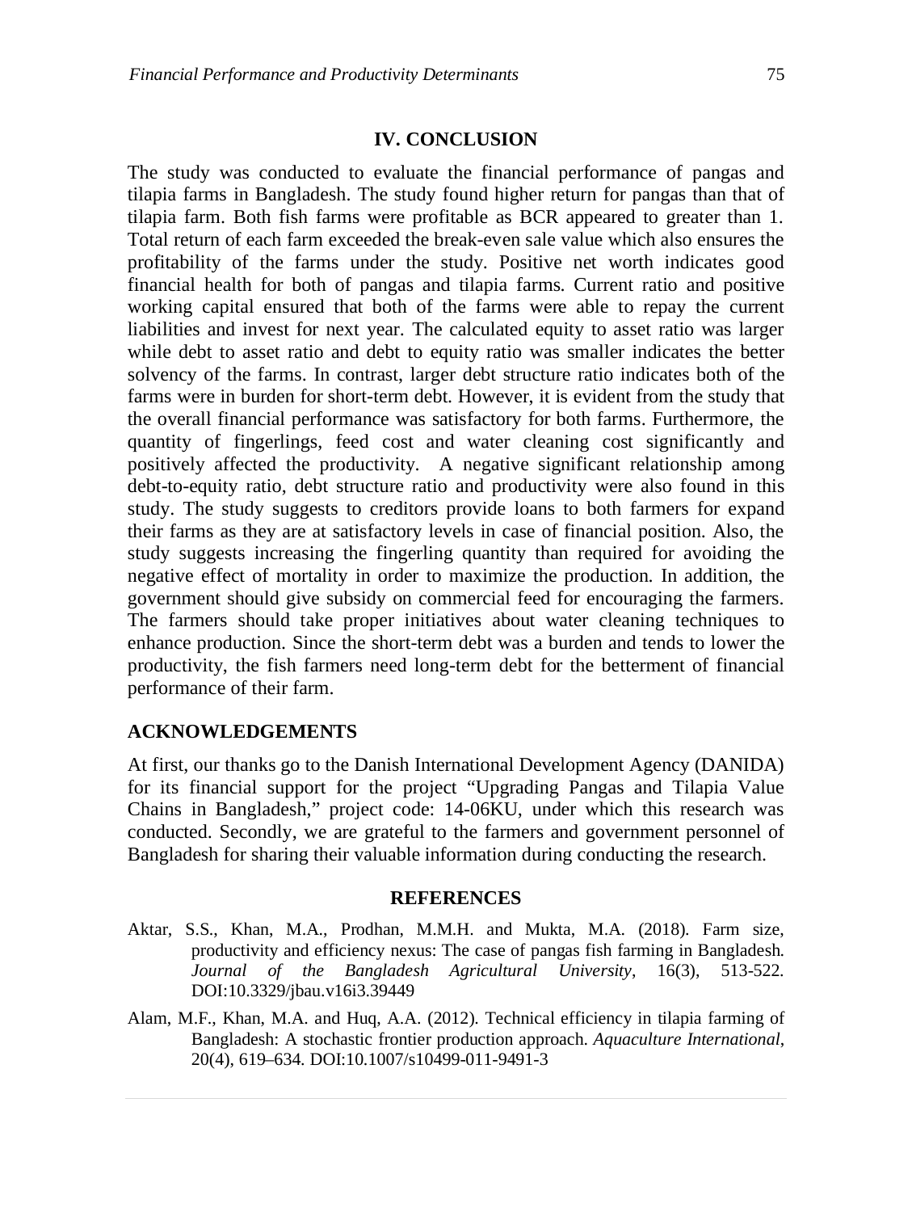## IV. CONCLUSION

The study was conducted to evaluate the financial performance of pangas and tilapia farms in Bangladesh. The study found higher return for pangas than that of tilapia farm. Both fish farms were profitable as BCR appeared to greater than 1. Total return of each farm exceeded the break-even sale value which also ensures the profitability of the farms under the study. Positive net worth indicates good financial health for both of pangas and tilapia farms. Current ratio and positive working capital ensured that both of the farms were able to repay the current liabilities and invest for next year. The calculated equity to asset ratio was larger while debt to asset ratio and debt to equity ratio was smaller indicates the better solvency of the farms. In contrast, larger debt structure ratio indicates both of the farms were in burden for short-term debt. However, it is evident from the study that the overall financial performance was satisfactory for both farms. Furthermore, the quantity of fingerlings, feed cost and water cleaning cost significantly and positively affected the productivity. A negative significant relationship among debt-to-equity ratio, debt structure ratio and productivity were also found in this study. The study suggests to creditors provide loans to both farmers for expand their farms as they are at satisfactory levels in case of financial position. Also, the study suggests increasing the fingerling quantity than required for avoiding the negative effect of mortality in order to maximize the production. In addition, the government should give subsidy on commercial feed for encouraging the farmers. The farmers should take proper initiatives about water cleaning techniques to enhance production. Since the short-term debt was a burden and tends to lower the productivity, the fish farmers need long-term debt for the betterment of financial performance of their farm.

## ACKNOWLEDGEMENTS

At first, our thanks go to the Danish International Development Agency (DANIDA) for its financial support for the project "Upgrading Pangas and Tilapia Value Chains in Bangladesh," project code: 14-06KU, under which this research was conducted. Secondly, we are grateful to the farmers and government personnel of Bangladesh for sharing their valuable information during conducting the research.

## REFERENCES

Aktar, S.S., Khan, M.A., Prodhan, M.M.H. and Mukta, M.A. (2018). Farm size, productivity and efficiency nexus: The case of pangas fish farming in Bangladesh. *Journal of the Bangladesh Agricultural University*, 16(3), 513-522. DOI:10.3329/jbau.v16i3.39449

Alam, M.F., Khan, M.A. and Huq, A.A. (2012). Technical efficiency in tilapia farming of Bangladesh: A stochastic frontier production approach. *Aquaculture International*, 20(4), 619–634. DOI:10.1007/s10499-011-9491-3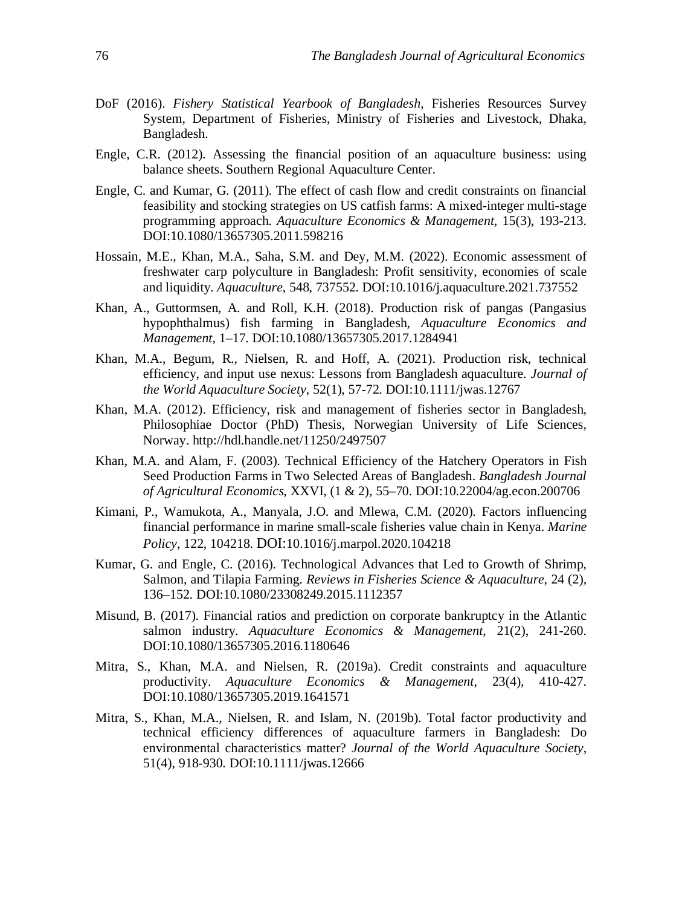DoF (2016). *Fishery Statistical Yearbook of Bangladesh*, Fisheries Resources Survey System, Department of Fisheries, Ministry of Fisheries and Livestock, Dhaka, Bangladesh.

Engle, C.R. (2012). Assessing the financial position of an aquaculture business: using balance sheets. Southern Regional Aquaculture Center.

Engle, C. and Kumar, G. (2011). The effect of cash flow and credit constraints on financial feasibility and stocking strategies on US catfish farms: A mixed-integer multi-stage programming approach. *Aquaculture Economics & Management*, 15(3), 193-213. DOI:10.1080/13657305.2011.598216

Hossain, M.E., Khan, M.A., Saha, S.M. and Dey, M.M. (2022). Economic assessment of freshwater carp polyculture in Bangladesh: Profit sensitivity, economies of scale and liquidity. *Aquaculture*, 548, 737552. DOI:10.1016/j.aquaculture.2021.737552

Khan, A., Guttormsen, A. and Roll, K.H. (2018). Production risk of pangas (Pangasius hypophthalmus) fish farming in Bangladesh, *Aquaculture Economics and Management*, 1–17. DOI:10.1080/13657305.2017.1284941

Khan, M.A., Begum, R., Nielsen, R. and Hoff, A. (2021). Production risk, technical efficiency, and input use nexus: Lessons from Bangladesh aquaculture. *Journal of the World Aquaculture Society*, 52(1), 57-72. DOI:10.1111/jwas.12767

Khan, M.A. (2012). Efficiency, risk and management of fisheries sector in Bangladesh, Philosophiae Doctor (PhD) Thesis, Norwegian University of Life Sciences, Norway. http://hdl.handle.net/11250/2497507

Khan, M.A. and Alam, F. (2003). Technical Efficiency of the Hatchery Operators in Fish Seed Production Farms in Two Selected Areas of Bangladesh. *Bangladesh Journal of Agricultural Economics*, XXVI, (1 & 2), 55–70. DOI:10.22004/ag.econ.200706

Kimani, P., Wamukota, A., Manyala, J.O. and Mlewa, C.M. (2020). Factors influencing financial performance in marine small-scale fisheries value chain in Kenya. *Marine Policy*, 122, 104218. DOI:10.1016/j.marpol.2020.104218

Kumar, G. and Engle, C. (2016). Technological Advances that Led to Growth of Shrimp, Salmon, and Tilapia Farming. *Reviews in Fisheries Science & Aquaculture*, 24 (2), 136–152. DOI:10.1080/23308249.2015.1112357

Misund, B. (2017). Financial ratios and prediction on corporate bankruptcy in the Atlantic salmon industry. *Aquaculture Economics & Management*, 21(2), 241-260. DOI:10.1080/13657305.2016.1180646

Mitra, S., Khan, M.A. and Nielsen, R. (2019a). Credit constraints and aquaculture productivity. *Aquaculture Economics & Management*, 23(4), 410-427. DOI:10.1080/13657305.2019.1641571

Mitra, S., Khan, M.A., Nielsen, R. and Islam, N. (2019b). Total factor productivity and technical efficiency differences of aquaculture farmers in Bangladesh: Do environmental characteristics matter? *Journal of the World Aquaculture Society*, 51(4), 918-930. DOI:10.1111/jwas.12666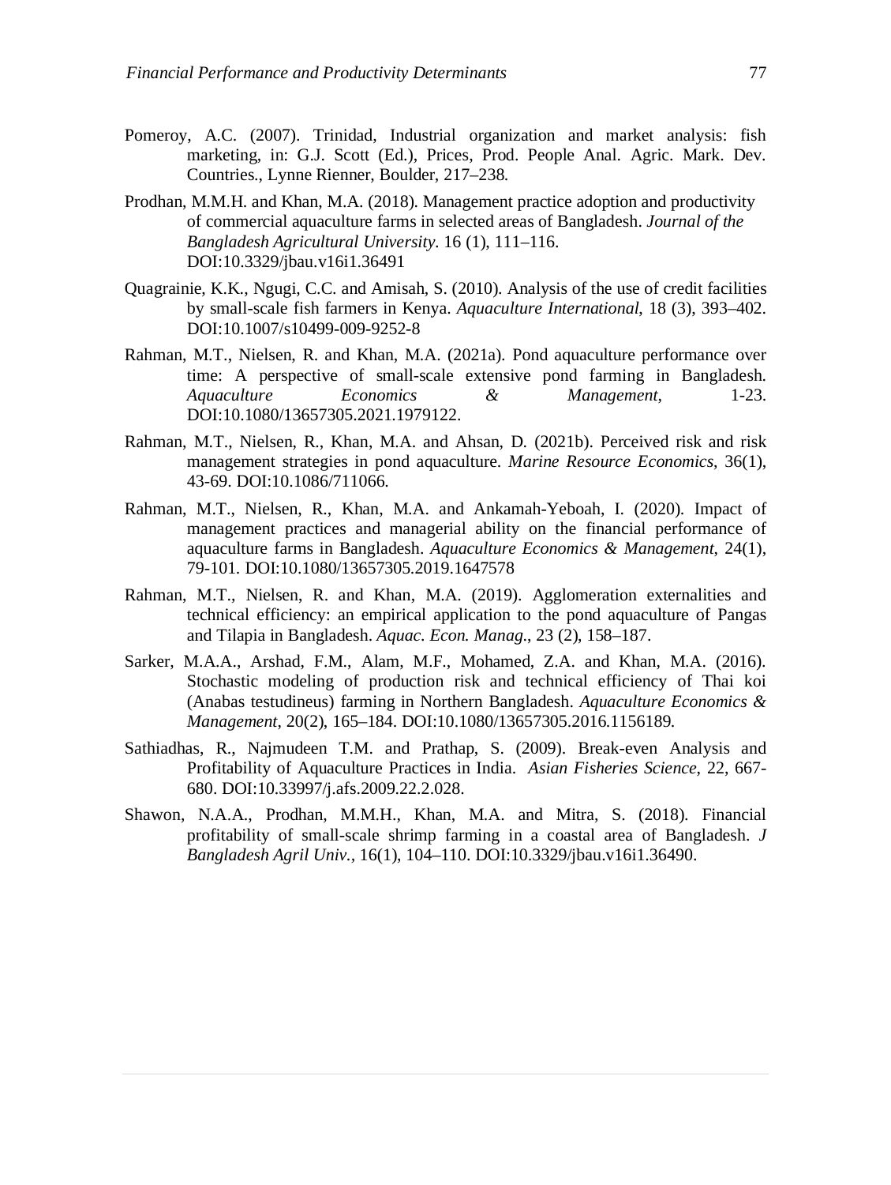Pomeroy, A.C. (2007). Trinidad, Industrial organization and market analysis: fish marketing, in: G.J. Scott (Ed.), Prices, Prod. People Anal. Agric. Mark. Dev. Countries., Lynne Rienner, Boulder, 217–238.

Prodhan, M.M.H. and Khan, M.A. (2018). Management practice adoption and productivity of commercial aquaculture farms in selected areas of Bangladesh. *Journal of the Bangladesh Agricultural University*. 16 (1), 111–116. DOI:10.3329/jbau.v16i1.36491

Quagrainie, K.K., Ngugi, C.C. and Amisah, S. (2010). Analysis of the use of credit facilities by small-scale fish farmers in Kenya. *Aquaculture International*, 18 (3), 393–402. DOI:10.1007/s10499-009-9252-8

Rahman, M.T., Nielsen, R. and Khan, M.A. (2021a). Pond aquaculture performance over time: A perspective of small-scale extensive pond farming in Bangladesh. *Aquaculture Economics & Management*, 1-23. DOI:10.1080/13657305.2021.1979122.

Rahman, M.T., Nielsen, R., Khan, M.A. and Ahsan, D. (2021b). Perceived risk and risk management strategies in pond aquaculture. *Marine Resource Economics*, 36(1), 43-69. DOI:10.1086/711066.

Rahman, M.T., Nielsen, R., Khan, M.A. and Ankamah-Yeboah, I. (2020). Impact of management practices and managerial ability on the financial performance of aquaculture farms in Bangladesh. *Aquaculture Economics & Management*, 24(1), 79-101. DOI:10.1080/13657305.2019.1647578

Rahman, M.T., Nielsen, R. and Khan, M.A. (2019). Agglomeration externalities and technical efficiency: an empirical application to the pond aquaculture of Pangas and Tilapia in Bangladesh. *Aquac. Econ. Manag*., 23 (2), 158–187.

Sarker, M.A.A., Arshad, F.M., Alam, M.F., Mohamed, Z.A. and Khan, M.A. (2016). Stochastic modeling of production risk and technical efficiency of Thai koi (Anabas testudineus) farming in Northern Bangladesh. *Aquaculture Economics & Management*, 20(2), 165–184. DOI:10.1080/13657305.2016.1156189.

Sathiadhas, R., Najmudeen T.M. and Prathap, S. (2009). Break-even Analysis and Profitability of Aquaculture Practices in India. *Asian Fisheries Science*, 22, 667-680. DOI:10.33997/j.afs.2009.22.2.028.

Shawon, N.A.A., Prodhan, M.M.H., Khan, M.A. and Mitra, S. (2018). Financial profitability of small-scale shrimp farming in a coastal area of Bangladesh. *J Bangladesh Agril Univ.*, 16(1), 104–110. DOI:10.3329/jbau.v16i1.36490.